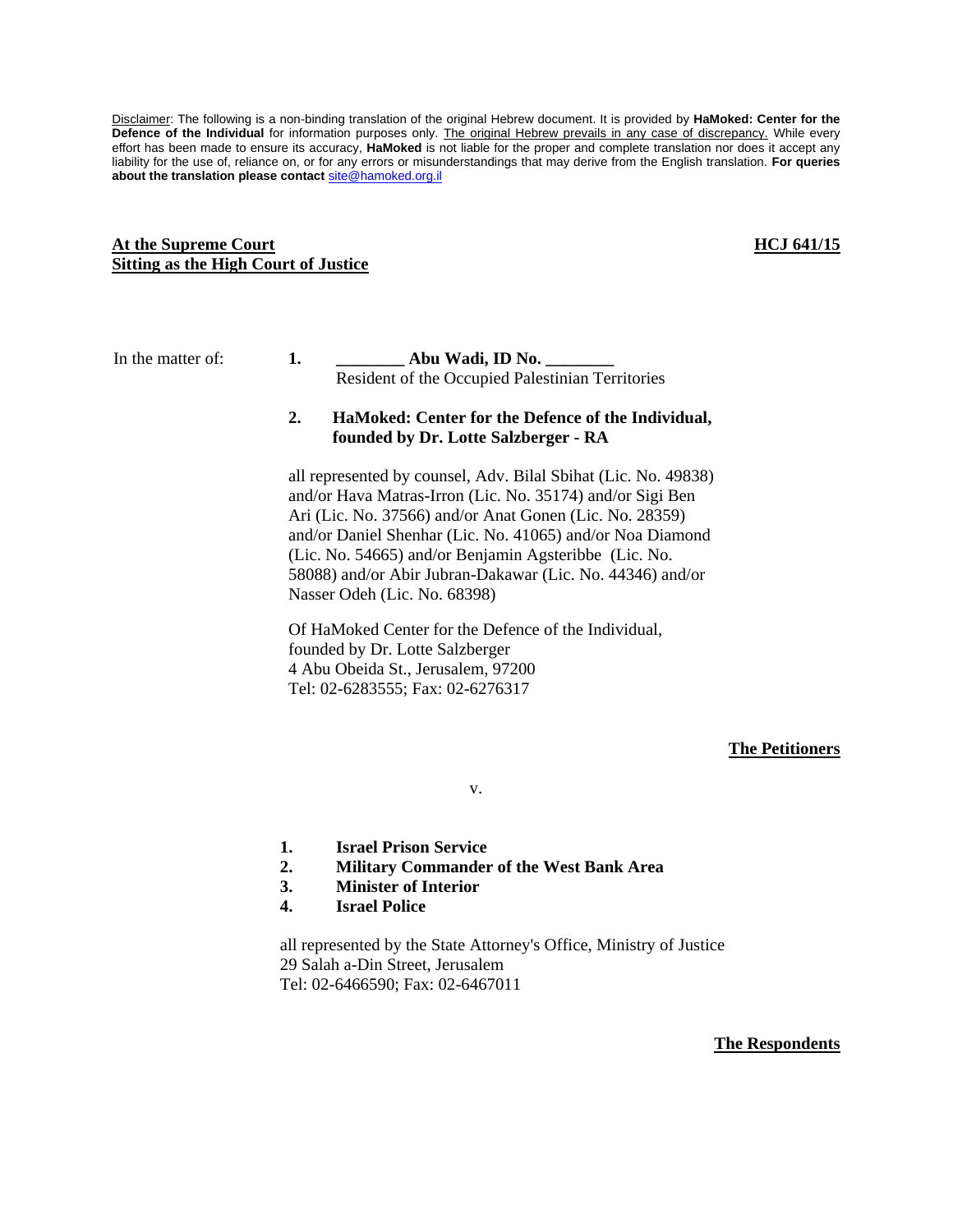Disclaimer: The following is a non-binding translation of the original Hebrew document. It is provided by **HaMoked: Center for the Defence of the Individual** for information purposes only. The original Hebrew prevails in any case of discrepancy. While every effort has been made to ensure its accuracy, **HaMoked** is not liable for the proper and complete translation nor does it accept any liability for the use of, reliance on, or for any errors or misunderstandings that may derive from the English translation. **For queries about the translation please contact** site@hamoked.org.il

**At the Supreme Court**
**Sitting as the High Court of Justice**

**HCJ 641/15**

In the matter of:

1. **________ Abu Wadi, ID No. ________**
   Resident of the Occupied Palestinian Territories

2. **HaMoked: Center for the Defence of the Individual, founded by Dr. Lotte Salzberger - RA**

all represented by counsel, Adv. Bilal Sbihat (Lic. No. 49838) and/or Hava Matras-Irron (Lic. No. 35174) and/or Sigi Ben Ari (Lic. No. 37566) and/or Anat Gonen (Lic. No. 28359) and/or Daniel Shenhar (Lic. No. 41065) and/or Noa Diamond (Lic. No. 54665) and/or Benjamin Agsteribbe (Lic. No. 58088) and/or Abir Jubran-Dakawar (Lic. No. 44346) and/or Nasser Odeh (Lic. No. 68398)

Of HaMoked Center for the Defence of the Individual, founded by Dr. Lotte Salzberger
4 Abu Obeida St., Jerusalem, 97200
Tel: 02-6283555; Fax: 02-6276317

**The Petitioners**

v.

1. **Israel Prison Service**
2. **Military Commander of the West Bank Area**
3. **Minister of Interior**
4. **Israel Police**

all represented by the State Attorney's Office, Ministry of Justice
29 Salah a-Din Street, Jerusalem
Tel: 02-6466590; Fax: 02-6467011

**The Respondents**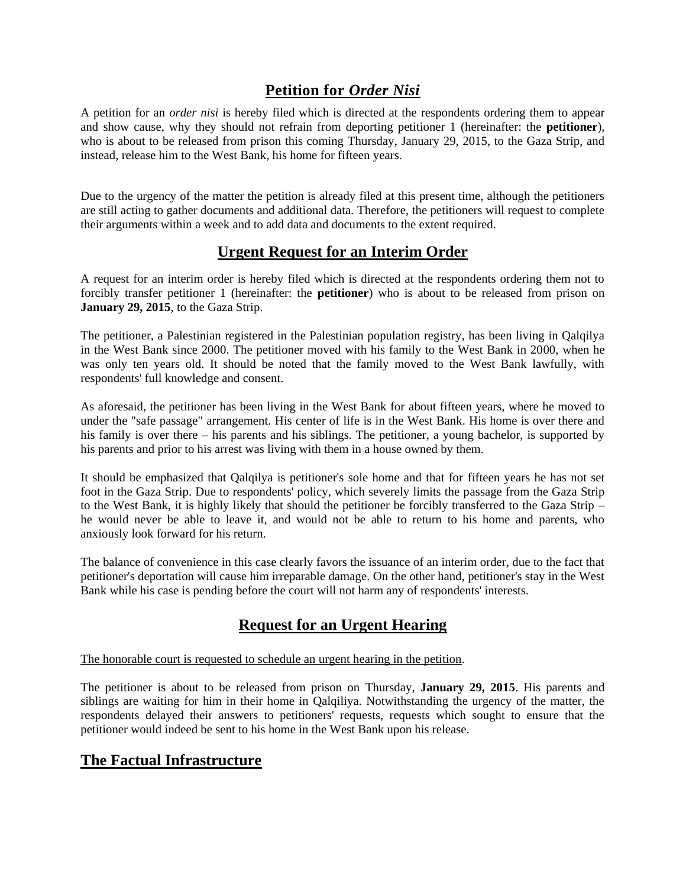## Petition for *Order Nisi*

A petition for an *order nisi* is hereby filed which is directed at the respondents ordering them to appear and show cause, why they should not refrain from deporting petitioner 1 (hereinafter: the **petitioner**), who is about to be released from prison this coming Thursday, January 29, 2015, to the Gaza Strip, and instead, release him to the West Bank, his home for fifteen years.

Due to the urgency of the matter the petition is already filed at this present time, although the petitioners are still acting to gather documents and additional data. Therefore, the petitioners will request to complete their arguments within a week and to add data and documents to the extent required.

## Urgent Request for an Interim Order

A request for an interim order is hereby filed which is directed at the respondents ordering them not to forcibly transfer petitioner 1 (hereinafter: the **petitioner**) who is about to be released from prison on **January 29, 2015**, to the Gaza Strip.

The petitioner, a Palestinian registered in the Palestinian population registry, has been living in Qalqilya in the West Bank since 2000. The petitioner moved with his family to the West Bank in 2000, when he was only ten years old. It should be noted that the family moved to the West Bank lawfully, with respondents' full knowledge and consent.

As aforesaid, the petitioner has been living in the West Bank for about fifteen years, where he moved to under the "safe passage" arrangement. His center of life is in the West Bank. His home is over there and his family is over there – his parents and his siblings. The petitioner, a young bachelor, is supported by his parents and prior to his arrest was living with them in a house owned by them.

It should be emphasized that Qalqilya is petitioner's sole home and that for fifteen years he has not set foot in the Gaza Strip. Due to respondents' policy, which severely limits the passage from the Gaza Strip to the West Bank, it is highly likely that should the petitioner be forcibly transferred to the Gaza Strip – he would never be able to leave it, and would not be able to return to his home and parents, who anxiously look forward for his return.

The balance of convenience in this case clearly favors the issuance of an interim order, due to the fact that petitioner's deportation will cause him irreparable damage. On the other hand, petitioner's stay in the West Bank while his case is pending before the court will not harm any of respondents' interests.

## Request for an Urgent Hearing

The honorable court is requested to schedule an urgent hearing in the petition.

The petitioner is about to be released from prison on Thursday, **January 29, 2015**. His parents and siblings are waiting for him in their home in Qalqiliya. Notwithstanding the urgency of the matter, the respondents delayed their answers to petitioners' requests, requests which sought to ensure that the petitioner would indeed be sent to his home in the West Bank upon his release.

## The Factual Infrastructure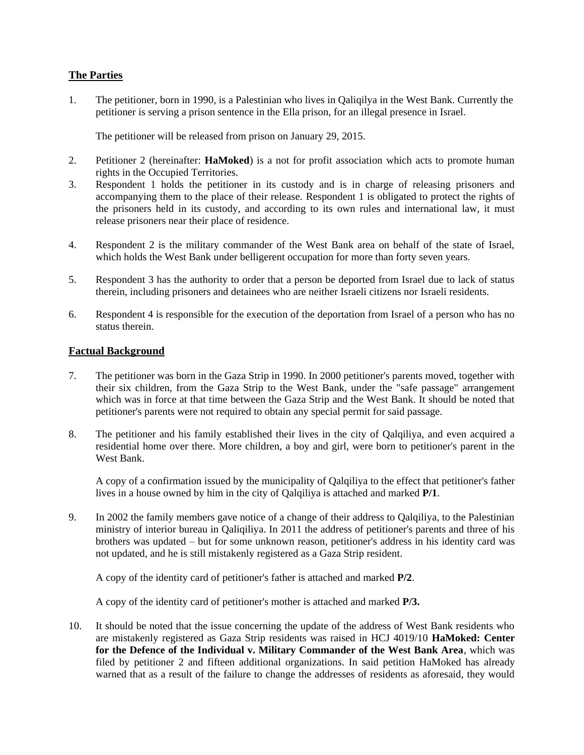## The Parties

1. The petitioner, born in 1990, is a Palestinian who lives in Qaliqilya in the West Bank. Currently the petitioner is serving a prison sentence in the Ella prison, for an illegal presence in Israel.

   The petitioner will be released from prison on January 29, 2015.

2. Petitioner 2 (hereinafter: **HaMoked**) is a not for profit association which acts to promote human rights in the Occupied Territories.
3. Respondent 1 holds the petitioner in its custody and is in charge of releasing prisoners and accompanying them to the place of their release. Respondent 1 is obligated to protect the rights of the prisoners held in its custody, and according to its own rules and international law, it must release prisoners near their place of residence.

4. Respondent 2 is the military commander of the West Bank area on behalf of the state of Israel, which holds the West Bank under belligerent occupation for more than forty seven years.

5. Respondent 3 has the authority to order that a person be deported from Israel due to lack of status therein, including prisoners and detainees who are neither Israeli citizens nor Israeli residents.

6. Respondent 4 is responsible for the execution of the deportation from Israel of a person who has no status therein.

## Factual Background

7. The petitioner was born in the Gaza Strip in 1990. In 2000 petitioner's parents moved, together with their six children, from the Gaza Strip to the West Bank, under the "safe passage" arrangement which was in force at that time between the Gaza Strip and the West Bank. It should be noted that petitioner's parents were not required to obtain any special permit for said passage.

8. The petitioner and his family established their lives in the city of Qalqiliya, and even acquired a residential home over there. More children, a boy and girl, were born to petitioner's parent in the West Bank.

   A copy of a confirmation issued by the municipality of Qalqiliya to the effect that petitioner's father lives in a house owned by him in the city of Qalqiliya is attached and marked **P/1**.

9. In 2002 the family members gave notice of a change of their address to Qalqiliya, to the Palestinian ministry of interior bureau in Qaliqiliya. In 2011 the address of petitioner's parents and three of his brothers was updated – but for some unknown reason, petitioner's address in his identity card was not updated, and he is still mistakenly registered as a Gaza Strip resident.

   A copy of the identity card of petitioner's father is attached and marked **P/2**.

   A copy of the identity card of petitioner's mother is attached and marked **P/3.**

10. It should be noted that the issue concerning the update of the address of West Bank residents who are mistakenly registered as Gaza Strip residents was raised in HCJ 4019/10 **HaMoked: Center for the Defence of the Individual v. Military Commander of the West Bank Area**, which was filed by petitioner 2 and fifteen additional organizations. In said petition HaMoked has already warned that as a result of the failure to change the addresses of residents as aforesaid, they would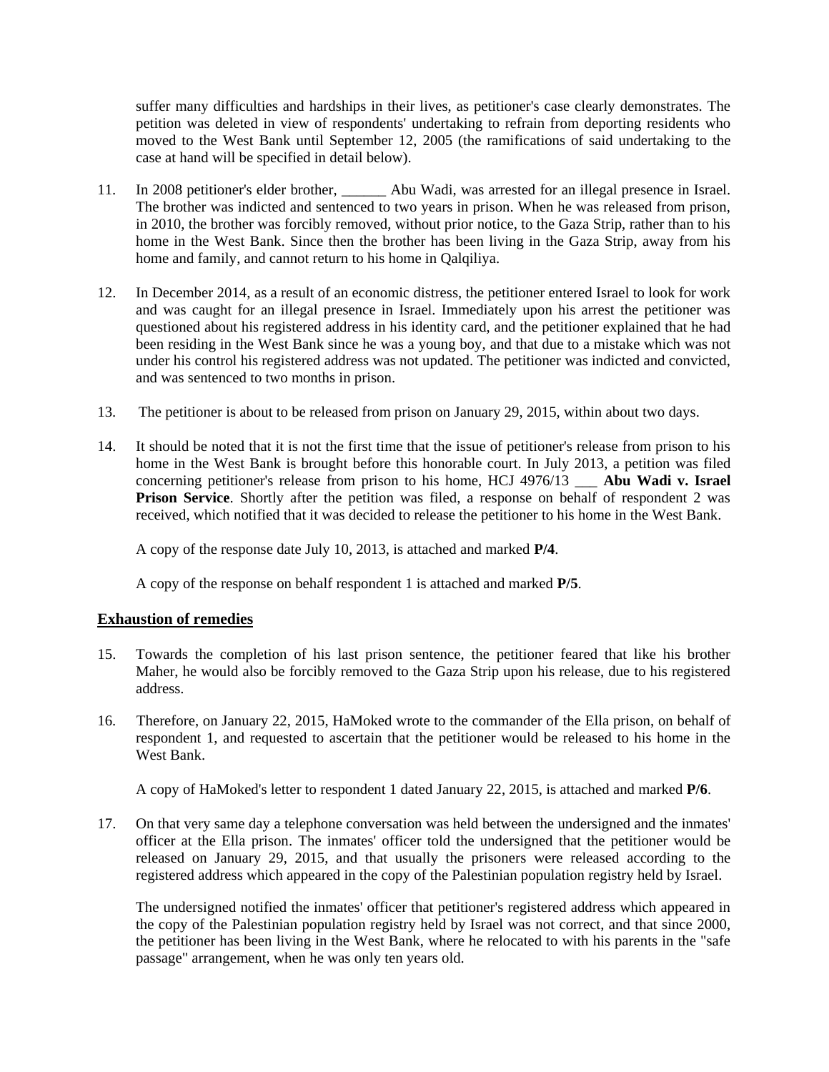suffer many difficulties and hardships in their lives, as petitioner's case clearly demonstrates. The petition was deleted in view of respondents' undertaking to refrain from deporting residents who moved to the West Bank until September 12, 2005 (the ramifications of said undertaking to the case at hand will be specified in detail below).

11. In 2008 petitioner's elder brother, ______ Abu Wadi, was arrested for an illegal presence in Israel. The brother was indicted and sentenced to two years in prison. When he was released from prison, in 2010, the brother was forcibly removed, without prior notice, to the Gaza Strip, rather than to his home in the West Bank. Since then the brother has been living in the Gaza Strip, away from his home and family, and cannot return to his home in Qalqiliya.

12. In December 2014, as a result of an economic distress, the petitioner entered Israel to look for work and was caught for an illegal presence in Israel. Immediately upon his arrest the petitioner was questioned about his registered address in his identity card, and the petitioner explained that he had been residing in the West Bank since he was a young boy, and that due to a mistake which was not under his control his registered address was not updated. The petitioner was indicted and convicted, and was sentenced to two months in prison.

13. The petitioner is about to be released from prison on January 29, 2015, within about two days.

14. It should be noted that it is not the first time that the issue of petitioner's release from prison to his home in the West Bank is brought before this honorable court. In July 2013, a petition was filed concerning petitioner's release from prison to his home, HCJ 4976/13 ___ **Abu Wadi v. Israel Prison Service**. Shortly after the petition was filed, a response on behalf of respondent 2 was received, which notified that it was decided to release the petitioner to his home in the West Bank.

    A copy of the response date July 10, 2013, is attached and marked **P/4**.

    A copy of the response on behalf respondent 1 is attached and marked **P/5**.

## Exhaustion of remedies

15. Towards the completion of his last prison sentence, the petitioner feared that like his brother Maher, he would also be forcibly removed to the Gaza Strip upon his release, due to his registered address.

16. Therefore, on January 22, 2015, HaMoked wrote to the commander of the Ella prison, on behalf of respondent 1, and requested to ascertain that the petitioner would be released to his home in the West Bank.

    A copy of HaMoked's letter to respondent 1 dated January 22, 2015, is attached and marked **P/6**.

17. On that very same day a telephone conversation was held between the undersigned and the inmates' officer at the Ella prison. The inmates' officer told the undersigned that the petitioner would be released on January 29, 2015, and that usually the prisoners were released according to the registered address which appeared in the copy of the Palestinian population registry held by Israel.

    The undersigned notified the inmates' officer that petitioner's registered address which appeared in the copy of the Palestinian population registry held by Israel was not correct, and that since 2000, the petitioner has been living in the West Bank, where he relocated to with his parents in the "safe passage" arrangement, when he was only ten years old.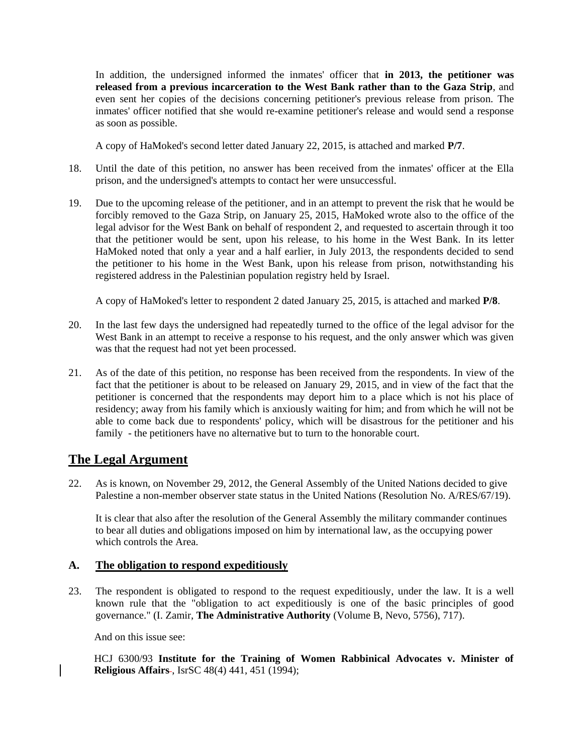In addition, the undersigned informed the inmates' officer that **in 2013, the petitioner was released from a previous incarceration to the West Bank rather than to the Gaza Strip**, and even sent her copies of the decisions concerning petitioner's previous release from prison. The inmates' officer notified that she would re-examine petitioner's release and would send a response as soon as possible.

A copy of HaMoked's second letter dated January 22, 2015, is attached and marked **P/7**.

18. Until the date of this petition, no answer has been received from the inmates' officer at the Ella prison, and the undersigned's attempts to contact her were unsuccessful.

19. Due to the upcoming release of the petitioner, and in an attempt to prevent the risk that he would be forcibly removed to the Gaza Strip, on January 25, 2015, HaMoked wrote also to the office of the legal advisor for the West Bank on behalf of respondent 2, and requested to ascertain through it too that the petitioner would be sent, upon his release, to his home in the West Bank. In its letter HaMoked noted that only a year and a half earlier, in July 2013, the respondents decided to send the petitioner to his home in the West Bank, upon his release from prison, notwithstanding his registered address in the Palestinian population registry held by Israel.

    A copy of HaMoked's letter to respondent 2 dated January 25, 2015, is attached and marked **P/8**.

20. In the last few days the undersigned had repeatedly turned to the office of the legal advisor for the West Bank in an attempt to receive a response to his request, and the only answer which was given was that the request had not yet been processed.

21. As of the date of this petition, no response has been received from the respondents. In view of the fact that the petitioner is about to be released on January 29, 2015, and in view of the fact that the petitioner is concerned that the respondents may deport him to a place which is not his place of residency; away from his family which is anxiously waiting for him; and from which he will not be able to come back due to respondents' policy, which will be disastrous for the petitioner and his family - the petitioners have no alternative but to turn to the honorable court.

## The Legal Argument

22. As is known, on November 29, 2012, the General Assembly of the United Nations decided to give Palestine a non-member observer state status in the United Nations (Resolution No. A/RES/67/19).

    It is clear that also after the resolution of the General Assembly the military commander continues to bear all duties and obligations imposed on him by international law, as the occupying power which controls the Area.

### A. The obligation to respond expeditiously

23. The respondent is obligated to respond to the request expeditiously, under the law. It is a well known rule that the "obligation to act expeditiously is one of the basic principles of good governance." (I. Zamir, **The Administrative Authority** (Volume B, Nevo, 5756), 717).

    And on this issue see:

    HCJ 6300/93 **Institute for the Training of Women Rabbinical Advocates v. Minister of Religious Affairs**, IsrSC 48(4) 441, 451 (1994);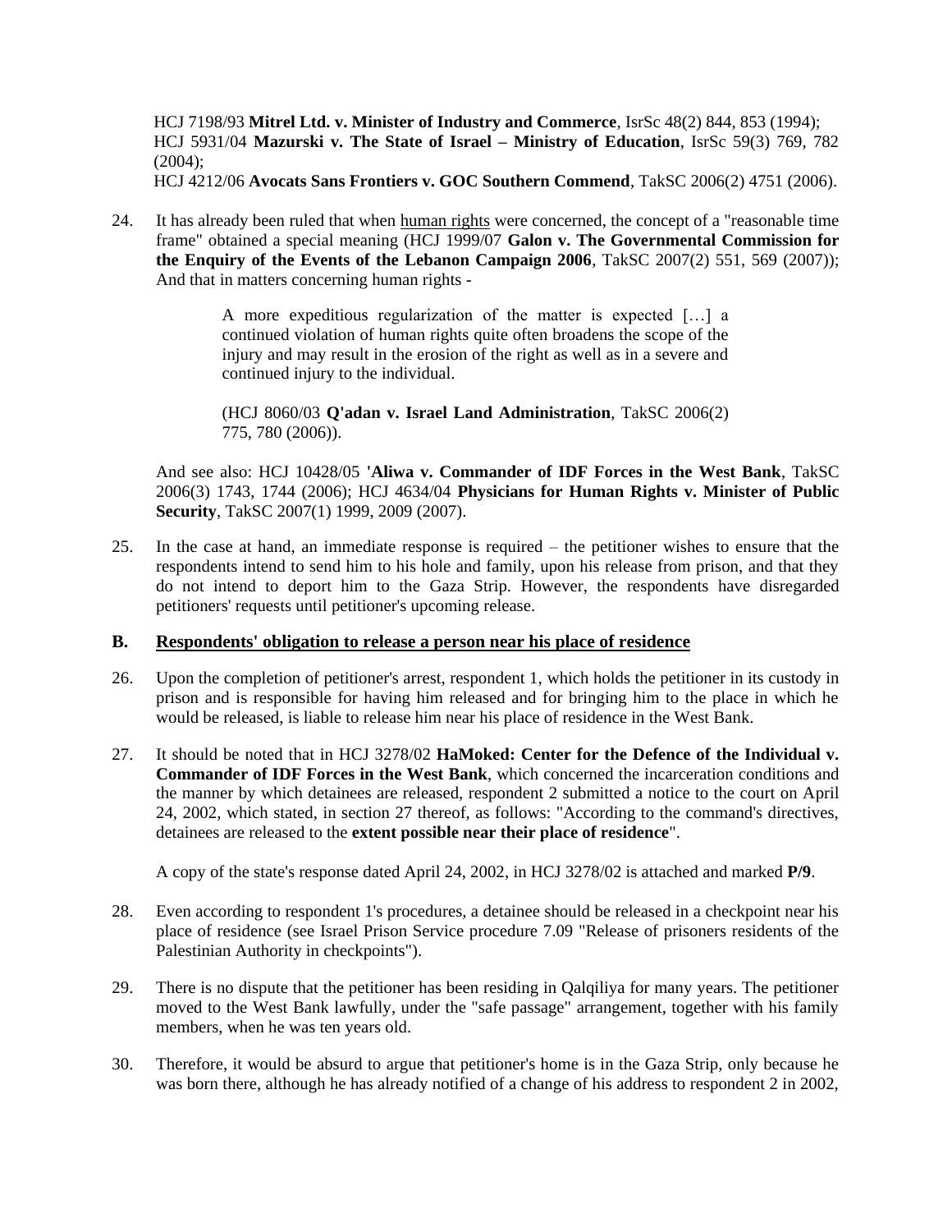HCJ 7198/93 **Mitrel Ltd. v. Minister of Industry and Commerce**, IsrSc 48(2) 844, 853 (1994);
HCJ 5931/04 **Mazurski v. The State of Israel – Ministry of Education**, IsrSc 59(3) 769, 782 (2004);
HCJ 4212/06 **Avocats Sans Frontiers v. GOC Southern Commend**, TakSC 2006(2) 4751 (2006).

24. It has already been ruled that when human rights were concerned, the concept of a "reasonable time frame" obtained a special meaning (HCJ 1999/07 **Galon v. The Governmental Commission for the Enquiry of the Events of the Lebanon Campaign 2006**, TakSC 2007(2) 551, 569 (2007)); And that in matters concerning human rights -

> A more expeditious regularization of the matter is expected […] a continued violation of human rights quite often broadens the scope of the injury and may result in the erosion of the right as well as in a severe and continued injury to the individual.
>
> (HCJ 8060/03 **Q'adan v. Israel Land Administration**, TakSC 2006(2) 775, 780 (2006)).

And see also: HCJ 10428/05 **'Aliwa v. Commander of IDF Forces in the West Bank**, TakSC 2006(3) 1743, 1744 (2006); HCJ 4634/04 **Physicians for Human Rights v. Minister of Public Security**, TakSC 2007(1) 1999, 2009 (2007).

25. In the case at hand, an immediate response is required – the petitioner wishes to ensure that the respondents intend to send him to his hole and family, upon his release from prison, and that they do not intend to deport him to the Gaza Strip. However, the respondents have disregarded petitioners' requests until petitioner's upcoming release.

## B. Respondents' obligation to release a person near his place of residence

26. Upon the completion of petitioner's arrest, respondent 1, which holds the petitioner in its custody in prison and is responsible for having him released and for bringing him to the place in which he would be released, is liable to release him near his place of residence in the West Bank.

27. It should be noted that in HCJ 3278/02 **HaMoked: Center for the Defence of the Individual v. Commander of IDF Forces in the West Bank**, which concerned the incarceration conditions and the manner by which detainees are released, respondent 2 submitted a notice to the court on April 24, 2002, which stated, in section 27 thereof, as follows: "According to the command's directives, detainees are released to the **extent possible near their place of residence**".

A copy of the state's response dated April 24, 2002, in HCJ 3278/02 is attached and marked **P/9**.

28. Even according to respondent 1's procedures, a detainee should be released in a checkpoint near his place of residence (see Israel Prison Service procedure 7.09 "Release of prisoners residents of the Palestinian Authority in checkpoints").

29. There is no dispute that the petitioner has been residing in Qalqiliya for many years. The petitioner moved to the West Bank lawfully, under the "safe passage" arrangement, together with his family members, when he was ten years old.

30. Therefore, it would be absurd to argue that petitioner's home is in the Gaza Strip, only because he was born there, although he has already notified of a change of his address to respondent 2 in 2002,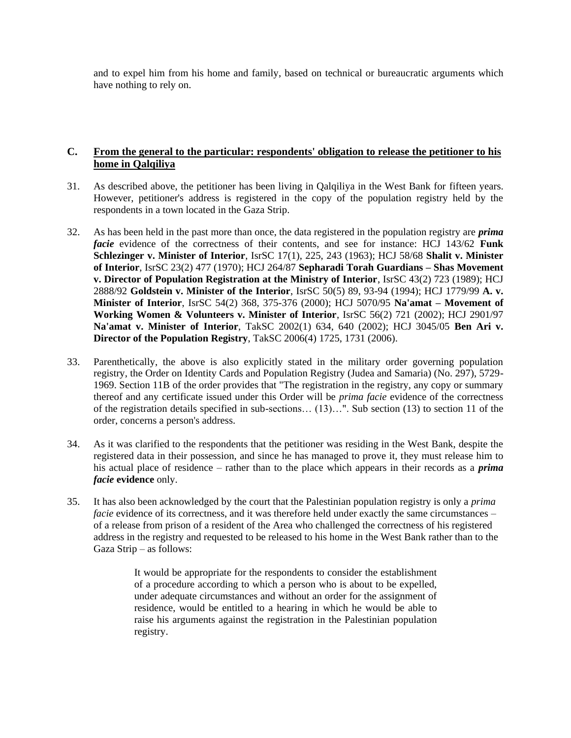and to expel him from his home and family, based on technical or bureaucratic arguments which have nothing to rely on.

## C. From the general to the particular: respondents' obligation to release the petitioner to his home in Qalqiliya

31. As described above, the petitioner has been living in Qalqiliya in the West Bank for fifteen years. However, petitioner's address is registered in the copy of the population registry held by the respondents in a town located in the Gaza Strip.

32. As has been held in the past more than once, the data registered in the population registry are ***prima facie*** evidence of the correctness of their contents, and see for instance: HCJ 143/62 **Funk Schlezinger v. Minister of Interior**, IsrSC 17(1), 225, 243 (1963); HCJ 58/68 **Shalit v. Minister of Interior**, IsrSC 23(2) 477 (1970); HCJ 264/87 **Sepharadi Torah Guardians – Shas Movement v. Director of Population Registration at the Ministry of Interior**, IsrSC 43(2) 723 (1989); HCJ 2888/92 **Goldstein v. Minister of the Interior**, IsrSC 50(5) 89, 93-94 (1994); HCJ 1779/99 **A. v. Minister of Interior**, IsrSC 54(2) 368, 375-376 (2000); HCJ 5070/95 **Na'amat – Movement of Working Women & Volunteers v. Minister of Interior**, IsrSC 56(2) 721 (2002); HCJ 2901/97 **Na'amat v. Minister of Interior**, TakSC 2002(1) 634, 640 (2002); HCJ 3045/05 **Ben Ari v. Director of the Population Registry**, TakSC 2006(4) 1725, 1731 (2006).

33. Parenthetically, the above is also explicitly stated in the military order governing population registry, the Order on Identity Cards and Population Registry (Judea and Samaria) (No. 297), 5729-1969. Section 11B of the order provides that "The registration in the registry, any copy or summary thereof and any certificate issued under this Order will be *prima facie* evidence of the correctness of the registration details specified in sub-sections… (13)…". Sub section (13) to section 11 of the order, concerns a person's address.

34. As it was clarified to the respondents that the petitioner was residing in the West Bank, despite the registered data in their possession, and since he has managed to prove it, they must release him to his actual place of residence – rather than to the place which appears in their records as a ***prima facie* evidence** only.

35. It has also been acknowledged by the court that the Palestinian population registry is only a *prima facie* evidence of its correctness, and it was therefore held under exactly the same circumstances – of a release from prison of a resident of the Area who challenged the correctness of his registered address in the registry and requested to be released to his home in the West Bank rather than to the Gaza Strip – as follows:

> It would be appropriate for the respondents to consider the establishment of a procedure according to which a person who is about to be expelled, under adequate circumstances and without an order for the assignment of residence, would be entitled to a hearing in which he would be able to raise his arguments against the registration in the Palestinian population registry.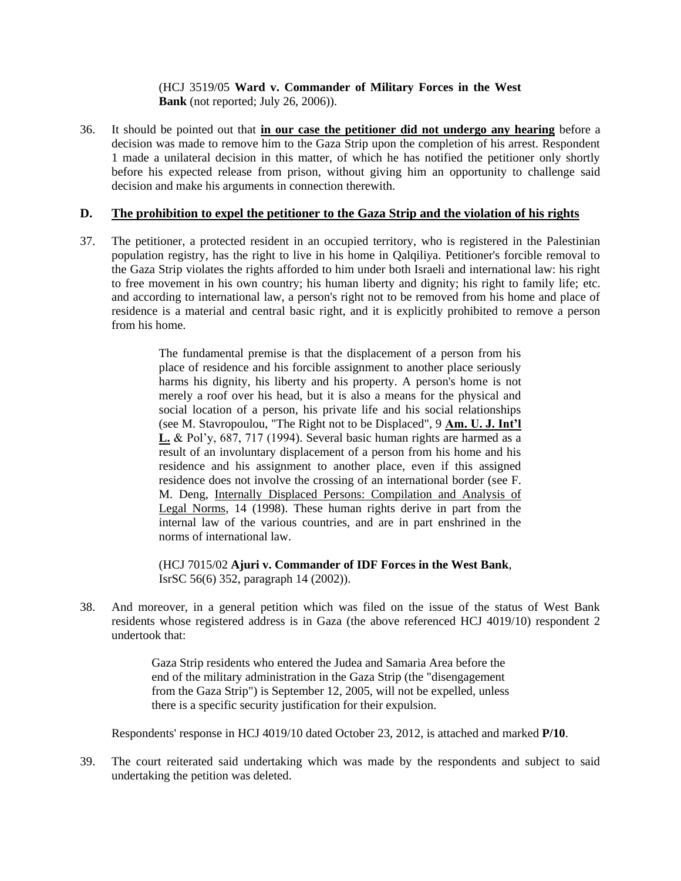> (HCJ 3519/05 **Ward v. Commander of Military Forces in the West Bank** (not reported; July 26, 2006)).

36. It should be pointed out that **<u>in our case the petitioner did not undergo any hearing</u>** before a decision was made to remove him to the Gaza Strip upon the completion of his arrest. Respondent 1 made a unilateral decision in this matter, of which he has notified the petitioner only shortly before his expected release from prison, without giving him an opportunity to challenge said decision and make his arguments in connection therewith.

## D. <u>The prohibition to expel the petitioner to the Gaza Strip and the violation of his rights</u>

37. The petitioner, a protected resident in an occupied territory, who is registered in the Palestinian population registry, has the right to live in his home in Qalqiliya. Petitioner's forcible removal to the Gaza Strip violates the rights afforded to him under both Israeli and international law: his right to free movement in his own country; his human liberty and dignity; his right to family life; etc. and according to international law, a person's right not to be removed from his home and place of residence is a material and central basic right, and it is explicitly prohibited to remove a person from his home.

> The fundamental premise is that the displacement of a person from his place of residence and his forcible assignment to another place seriously harms his dignity, his liberty and his property. A person's home is not merely a roof over his head, but it is also a means for the physical and social location of a person, his private life and his social relationships (see M. Stavropoulou, "The Right not to be Displaced", 9 **<u>Am. U. J. Int'l L.</u>** & Pol'y, 687, 717 (1994). Several basic human rights are harmed as a result of an involuntary displacement of a person from his home and his residence and his assignment to another place, even if this assigned residence does not involve the crossing of an international border (see F. M. Deng, <u>Internally Displaced Persons: Compilation and Analysis of Legal Norms</u>, 14 (1998). These human rights derive in part from the internal law of the various countries, and are in part enshrined in the norms of international law.
>
> (HCJ 7015/02 **Ajuri v. Commander of IDF Forces in the West Bank**, IsrSC 56(6) 352, paragraph 14 (2002)).

38. And moreover, in a general petition which was filed on the issue of the status of West Bank residents whose registered address is in Gaza (the above referenced HCJ 4019/10) respondent 2 undertook that:

> Gaza Strip residents who entered the Judea and Samaria Area before the end of the military administration in the Gaza Strip (the "disengagement from the Gaza Strip") is September 12, 2005, will not be expelled, unless there is a specific security justification for their expulsion.

Respondents' response in HCJ 4019/10 dated October 23, 2012, is attached and marked **P/10**.

39. The court reiterated said undertaking which was made by the respondents and subject to said undertaking the petition was deleted.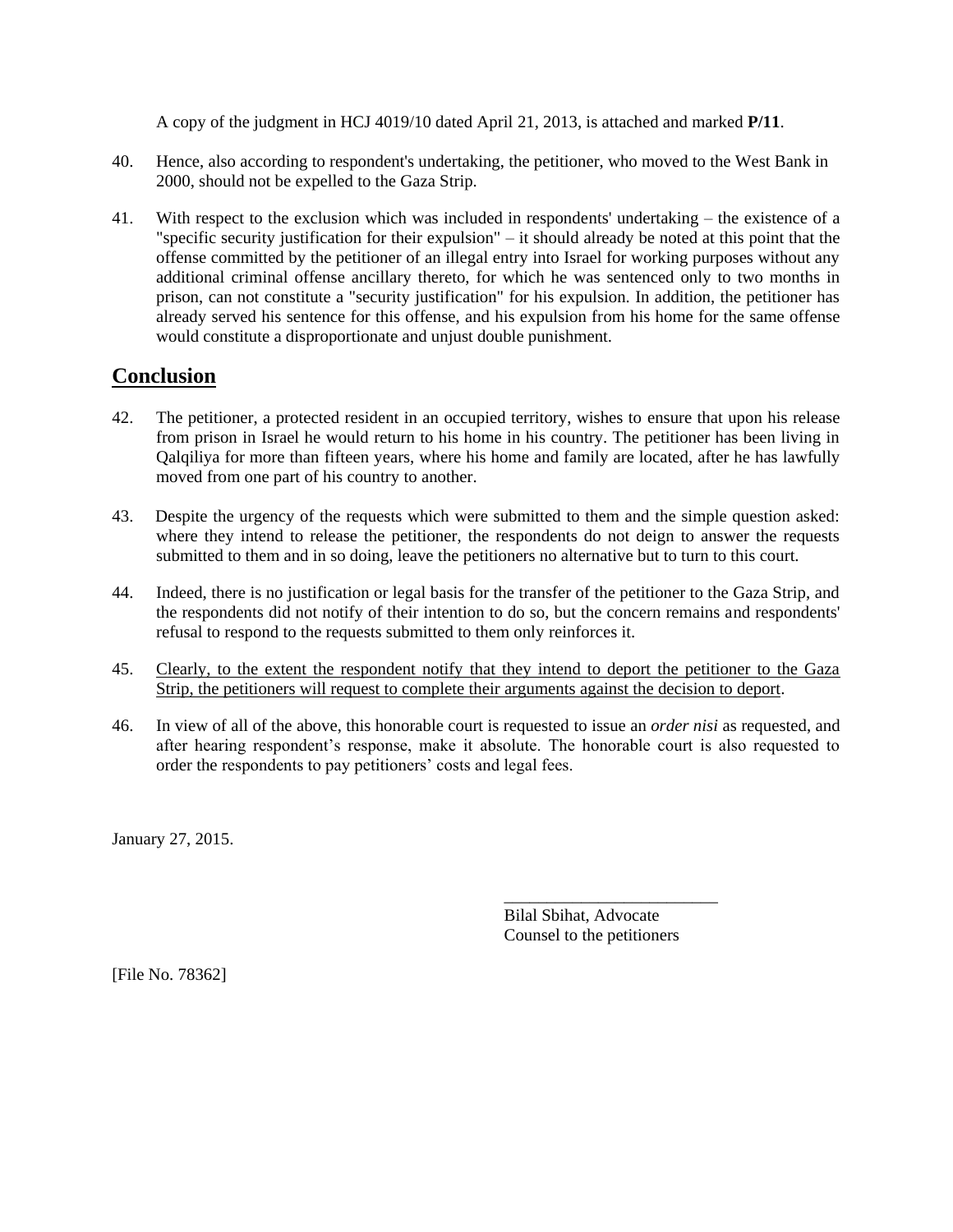A copy of the judgment in HCJ 4019/10 dated April 21, 2013, is attached and marked **P/11**.

40. Hence, also according to respondent's undertaking, the petitioner, who moved to the West Bank in 2000, should not be expelled to the Gaza Strip.

41. With respect to the exclusion which was included in respondents' undertaking – the existence of a "specific security justification for their expulsion" – it should already be noted at this point that the offense committed by the petitioner of an illegal entry into Israel for working purposes without any additional criminal offense ancillary thereto, for which he was sentenced only to two months in prison, can not constitute a "security justification" for his expulsion. In addition, the petitioner has already served his sentence for this offense, and his expulsion from his home for the same offense would constitute a disproportionate and unjust double punishment.

## Conclusion

42. The petitioner, a protected resident in an occupied territory, wishes to ensure that upon his release from prison in Israel he would return to his home in his country. The petitioner has been living in Qalqiliya for more than fifteen years, where his home and family are located, after he has lawfully moved from one part of his country to another.

43. Despite the urgency of the requests which were submitted to them and the simple question asked: where they intend to release the petitioner, the respondents do not deign to answer the requests submitted to them and in so doing, leave the petitioners no alternative but to turn to this court.

44. Indeed, there is no justification or legal basis for the transfer of the petitioner to the Gaza Strip, and the respondents did not notify of their intention to do so, but the concern remains and respondents' refusal to respond to the requests submitted to them only reinforces it.

45. <u>Clearly, to the extent the respondent notify that they intend to deport the petitioner to the Gaza Strip, the petitioners will request to complete their arguments against the decision to deport</u>.

46. In view of all of the above, this honorable court is requested to issue an *order nisi* as requested, and after hearing respondent's response, make it absolute. The honorable court is also requested to order the respondents to pay petitioners' costs and legal fees.

January 27, 2015.

\_\_\_\_\_\_\_\_\_\_\_\_\_\_\_\_\_\_\_\_\_\_\_\_\_\_

Bilal Sbihat, Advocate
Counsel to the petitioners

[File No. 78362]